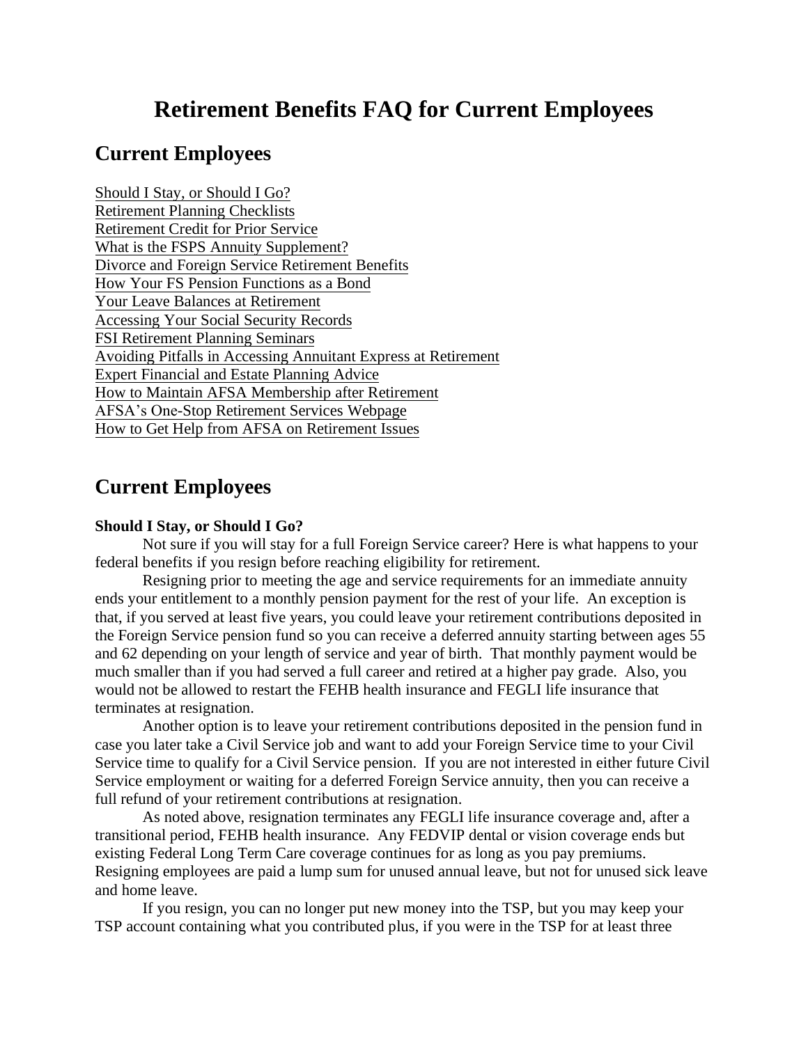# Retirement Benefits FAQ for Current Employees

## Current Employees

Should I Stay, or Should I Go?
Retirement Planning Checklists
Retirement Credit for Prior Service
What is the FSPS Annuity Supplement?
Divorce and Foreign Service Retirement Benefits
How Your FS Pension Functions as a Bond
Your Leave Balances at Retirement
Accessing Your Social Security Records
FSI Retirement Planning Seminars
Avoiding Pitfalls in Accessing Annuitant Express at Retirement
Expert Financial and Estate Planning Advice
How to Maintain AFSA Membership after Retirement
AFSA's One-Stop Retirement Services Webpage
How to Get Help from AFSA on Retirement Issues

## Current Employees

**Should I Stay, or Should I Go?**

Not sure if you will stay for a full Foreign Service career? Here is what happens to your federal benefits if you resign before reaching eligibility for retirement.

Resigning prior to meeting the age and service requirements for an immediate annuity ends your entitlement to a monthly pension payment for the rest of your life. An exception is that, if you served at least five years, you could leave your retirement contributions deposited in the Foreign Service pension fund so you can receive a deferred annuity starting between ages 55 and 62 depending on your length of service and year of birth. That monthly payment would be much smaller than if you had served a full career and retired at a higher pay grade. Also, you would not be allowed to restart the FEHB health insurance and FEGLI life insurance that terminates at resignation.

Another option is to leave your retirement contributions deposited in the pension fund in case you later take a Civil Service job and want to add your Foreign Service time to your Civil Service time to qualify for a Civil Service pension. If you are not interested in either future Civil Service employment or waiting for a deferred Foreign Service annuity, then you can receive a full refund of your retirement contributions at resignation.

As noted above, resignation terminates any FEGLI life insurance coverage and, after a transitional period, FEHB health insurance. Any FEDVIP dental or vision coverage ends but existing Federal Long Term Care coverage continues for as long as you pay premiums. Resigning employees are paid a lump sum for unused annual leave, but not for unused sick leave and home leave.

If you resign, you can no longer put new money into the TSP, but you may keep your TSP account containing what you contributed plus, if you were in the TSP for at least three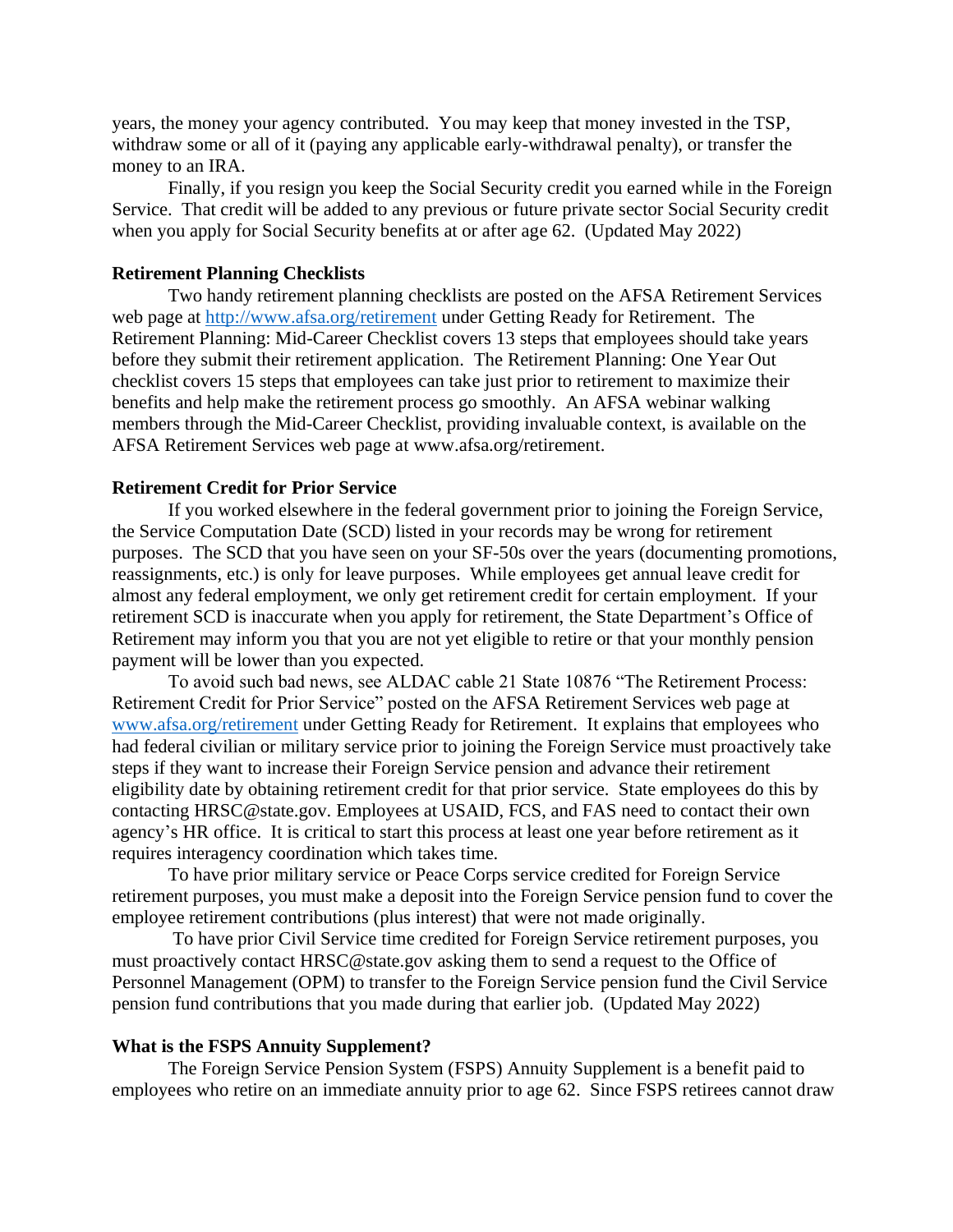years, the money your agency contributed. You may keep that money invested in the TSP, withdraw some or all of it (paying any applicable early-withdrawal penalty), or transfer the money to an IRA.

Finally, if you resign you keep the Social Security credit you earned while in the Foreign Service. That credit will be added to any previous or future private sector Social Security credit when you apply for Social Security benefits at or after age 62. (Updated May 2022)

**Retirement Planning Checklists**

Two handy retirement planning checklists are posted on the AFSA Retirement Services web page at http://www.afsa.org/retirement under Getting Ready for Retirement. The Retirement Planning: Mid-Career Checklist covers 13 steps that employees should take years before they submit their retirement application. The Retirement Planning: One Year Out checklist covers 15 steps that employees can take just prior to retirement to maximize their benefits and help make the retirement process go smoothly. An AFSA webinar walking members through the Mid-Career Checklist, providing invaluable context, is available on the AFSA Retirement Services web page at www.afsa.org/retirement.

**Retirement Credit for Prior Service**

If you worked elsewhere in the federal government prior to joining the Foreign Service, the Service Computation Date (SCD) listed in your records may be wrong for retirement purposes. The SCD that you have seen on your SF-50s over the years (documenting promotions, reassignments, etc.) is only for leave purposes. While employees get annual leave credit for almost any federal employment, we only get retirement credit for certain employment. If your retirement SCD is inaccurate when you apply for retirement, the State Department's Office of Retirement may inform you that you are not yet eligible to retire or that your monthly pension payment will be lower than you expected.

To avoid such bad news, see ALDAC cable 21 State 10876 "The Retirement Process: Retirement Credit for Prior Service" posted on the AFSA Retirement Services web page at www.afsa.org/retirement under Getting Ready for Retirement. It explains that employees who had federal civilian or military service prior to joining the Foreign Service must proactively take steps if they want to increase their Foreign Service pension and advance their retirement eligibility date by obtaining retirement credit for that prior service. State employees do this by contacting HRSC@state.gov. Employees at USAID, FCS, and FAS need to contact their own agency's HR office. It is critical to start this process at least one year before retirement as it requires interagency coordination which takes time.

To have prior military service or Peace Corps service credited for Foreign Service retirement purposes, you must make a deposit into the Foreign Service pension fund to cover the employee retirement contributions (plus interest) that were not made originally.

To have prior Civil Service time credited for Foreign Service retirement purposes, you must proactively contact HRSC@state.gov asking them to send a request to the Office of Personnel Management (OPM) to transfer to the Foreign Service pension fund the Civil Service pension fund contributions that you made during that earlier job. (Updated May 2022)

**What is the FSPS Annuity Supplement?**

The Foreign Service Pension System (FSPS) Annuity Supplement is a benefit paid to employees who retire on an immediate annuity prior to age 62. Since FSPS retirees cannot draw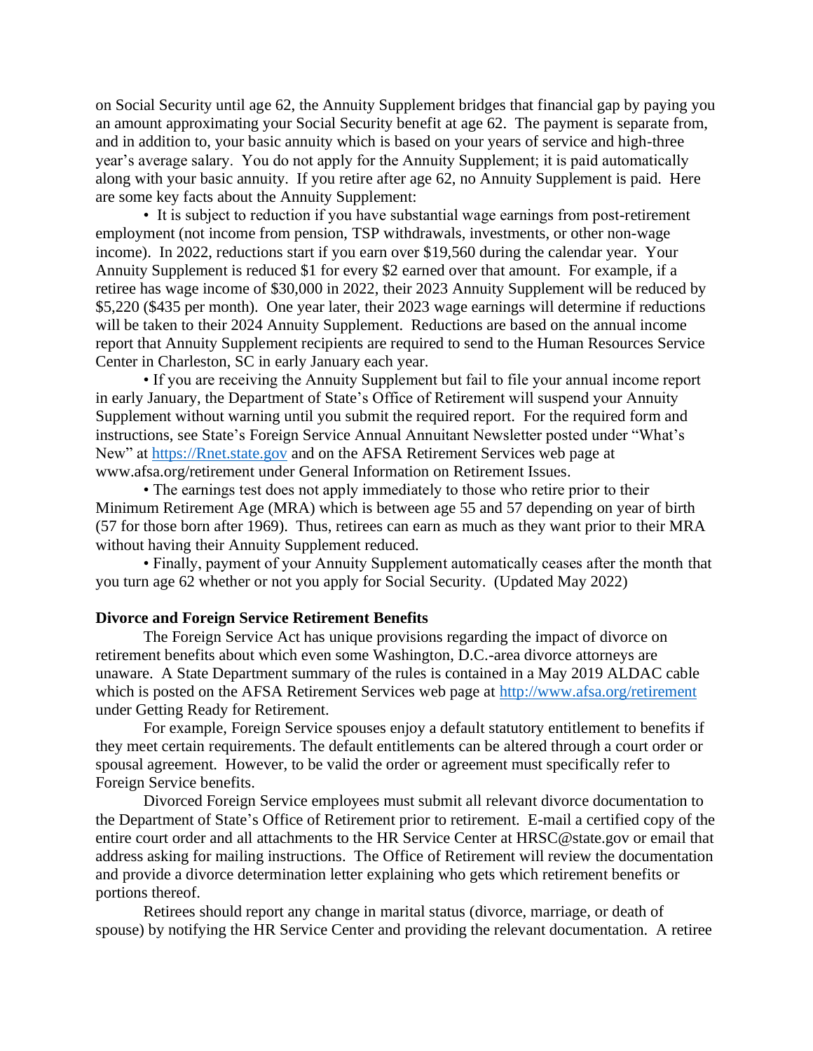on Social Security until age 62, the Annuity Supplement bridges that financial gap by paying you an amount approximating your Social Security benefit at age 62. The payment is separate from, and in addition to, your basic annuity which is based on your years of service and high-three year's average salary. You do not apply for the Annuity Supplement; it is paid automatically along with your basic annuity. If you retire after age 62, no Annuity Supplement is paid. Here are some key facts about the Annuity Supplement:

- It is subject to reduction if you have substantial wage earnings from post-retirement employment (not income from pension, TSP withdrawals, investments, or other non-wage income). In 2022, reductions start if you earn over $19,560 during the calendar year. Your Annuity Supplement is reduced $1 for every $2 earned over that amount. For example, if a retiree has wage income of $30,000 in 2022, their 2023 Annuity Supplement will be reduced by $5,220 ($435 per month). One year later, their 2023 wage earnings will determine if reductions will be taken to their 2024 Annuity Supplement. Reductions are based on the annual income report that Annuity Supplement recipients are required to send to the Human Resources Service Center in Charleston, SC in early January each year.
- If you are receiving the Annuity Supplement but fail to file your annual income report in early January, the Department of State's Office of Retirement will suspend your Annuity Supplement without warning until you submit the required report. For the required form and instructions, see State's Foreign Service Annual Annuitant Newsletter posted under "What's New" at [https://Rnet.state.gov](https://Rnet.state.gov) and on the AFSA Retirement Services web page at www.afsa.org/retirement under General Information on Retirement Issues.
- The earnings test does not apply immediately to those who retire prior to their Minimum Retirement Age (MRA) which is between age 55 and 57 depending on year of birth (57 for those born after 1969). Thus, retirees can earn as much as they want prior to their MRA without having their Annuity Supplement reduced.
- Finally, payment of your Annuity Supplement automatically ceases after the month that you turn age 62 whether or not you apply for Social Security. (Updated May 2022)

**Divorce and Foreign Service Retirement Benefits**

The Foreign Service Act has unique provisions regarding the impact of divorce on retirement benefits about which even some Washington, D.C.-area divorce attorneys are unaware. A State Department summary of the rules is contained in a May 2019 ALDAC cable which is posted on the AFSA Retirement Services web page at [http://www.afsa.org/retirement](http://www.afsa.org/retirement) under Getting Ready for Retirement.

For example, Foreign Service spouses enjoy a default statutory entitlement to benefits if they meet certain requirements. The default entitlements can be altered through a court order or spousal agreement. However, to be valid the order or agreement must specifically refer to Foreign Service benefits.

Divorced Foreign Service employees must submit all relevant divorce documentation to the Department of State's Office of Retirement prior to retirement. E-mail a certified copy of the entire court order and all attachments to the HR Service Center at HRSC@state.gov or email that address asking for mailing instructions. The Office of Retirement will review the documentation and provide a divorce determination letter explaining who gets which retirement benefits or portions thereof.

Retirees should report any change in marital status (divorce, marriage, or death of spouse) by notifying the HR Service Center and providing the relevant documentation. A retiree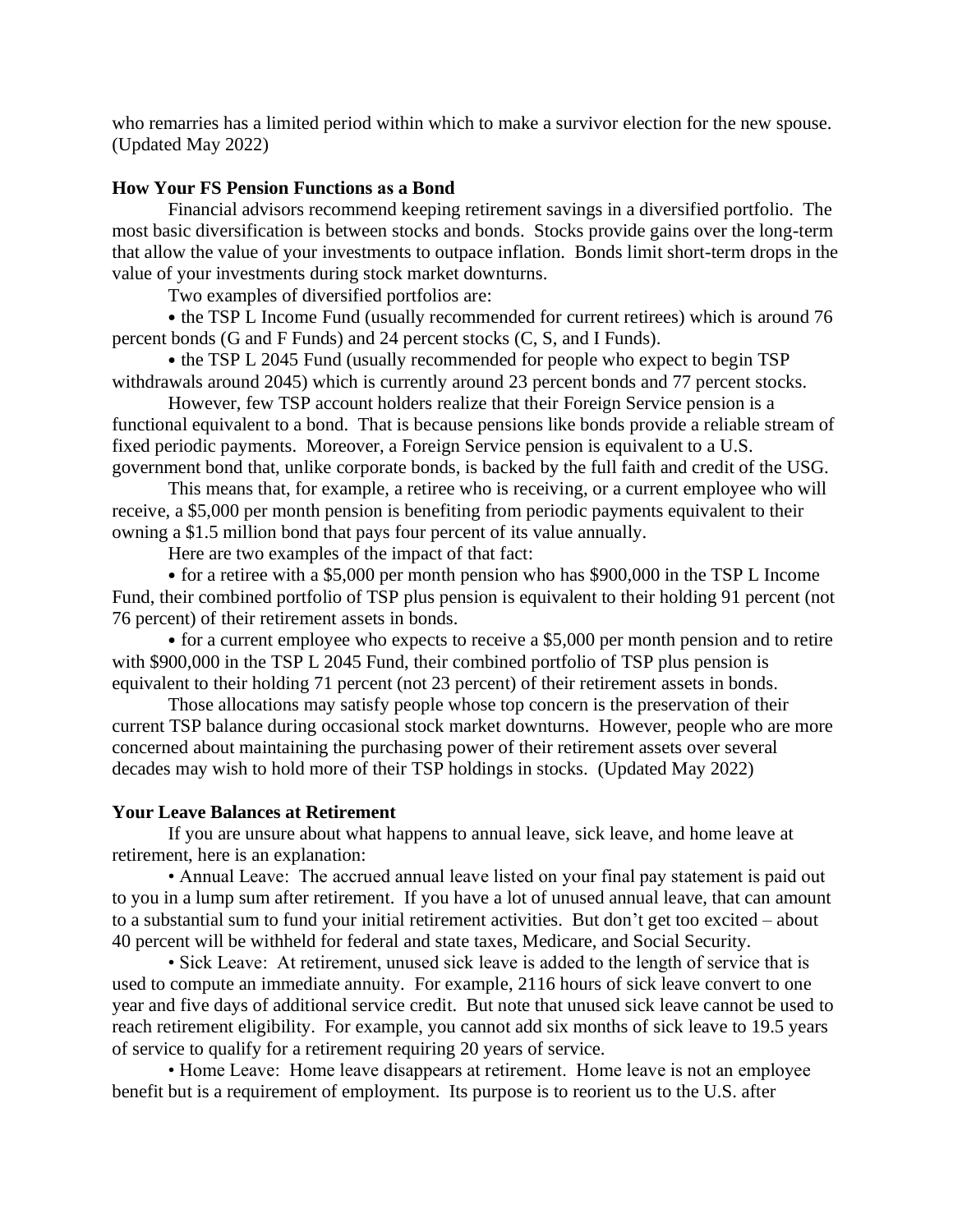who remarries has a limited period within which to make a survivor election for the new spouse. (Updated May 2022)

**How Your FS Pension Functions as a Bond**

Financial advisors recommend keeping retirement savings in a diversified portfolio. The most basic diversification is between stocks and bonds. Stocks provide gains over the long-term that allow the value of your investments to outpace inflation. Bonds limit short-term drops in the value of your investments during stock market downturns.

Two examples of diversified portfolios are:

• the TSP L Income Fund (usually recommended for current retirees) which is around 76 percent bonds (G and F Funds) and 24 percent stocks (C, S, and I Funds).

• the TSP L 2045 Fund (usually recommended for people who expect to begin TSP withdrawals around 2045) which is currently around 23 percent bonds and 77 percent stocks.

However, few TSP account holders realize that their Foreign Service pension is a functional equivalent to a bond. That is because pensions like bonds provide a reliable stream of fixed periodic payments. Moreover, a Foreign Service pension is equivalent to a U.S. government bond that, unlike corporate bonds, is backed by the full faith and credit of the USG.

This means that, for example, a retiree who is receiving, or a current employee who will receive, a $5,000 per month pension is benefiting from periodic payments equivalent to their owning a $1.5 million bond that pays four percent of its value annually.

Here are two examples of the impact of that fact:

• for a retiree with a $5,000 per month pension who has $900,000 in the TSP L Income Fund, their combined portfolio of TSP plus pension is equivalent to their holding 91 percent (not 76 percent) of their retirement assets in bonds.

• for a current employee who expects to receive a $5,000 per month pension and to retire with $900,000 in the TSP L 2045 Fund, their combined portfolio of TSP plus pension is equivalent to their holding 71 percent (not 23 percent) of their retirement assets in bonds.

Those allocations may satisfy people whose top concern is the preservation of their current TSP balance during occasional stock market downturns. However, people who are more concerned about maintaining the purchasing power of their retirement assets over several decades may wish to hold more of their TSP holdings in stocks. (Updated May 2022)

**Your Leave Balances at Retirement**

If you are unsure about what happens to annual leave, sick leave, and home leave at retirement, here is an explanation:

• Annual Leave: The accrued annual leave listed on your final pay statement is paid out to you in a lump sum after retirement. If you have a lot of unused annual leave, that can amount to a substantial sum to fund your initial retirement activities. But don't get too excited – about 40 percent will be withheld for federal and state taxes, Medicare, and Social Security.

• Sick Leave: At retirement, unused sick leave is added to the length of service that is used to compute an immediate annuity. For example, 2116 hours of sick leave convert to one year and five days of additional service credit. But note that unused sick leave cannot be used to reach retirement eligibility. For example, you cannot add six months of sick leave to 19.5 years of service to qualify for a retirement requiring 20 years of service.

• Home Leave: Home leave disappears at retirement. Home leave is not an employee benefit but is a requirement of employment. Its purpose is to reorient us to the U.S. after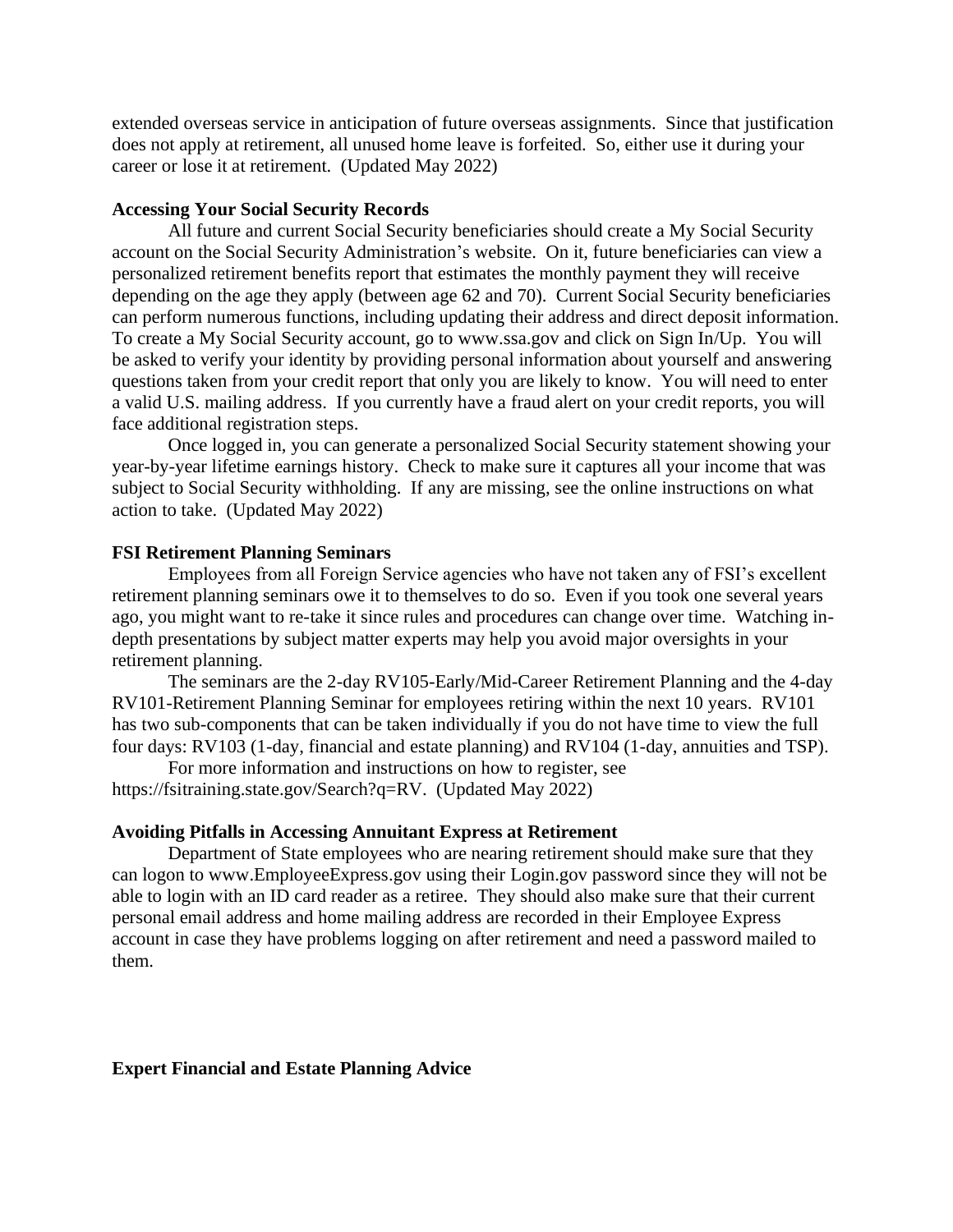extended overseas service in anticipation of future overseas assignments. Since that justification does not apply at retirement, all unused home leave is forfeited. So, either use it during your career or lose it at retirement. (Updated May 2022)

**Accessing Your Social Security Records**

All future and current Social Security beneficiaries should create a My Social Security account on the Social Security Administration's website. On it, future beneficiaries can view a personalized retirement benefits report that estimates the monthly payment they will receive depending on the age they apply (between age 62 and 70). Current Social Security beneficiaries can perform numerous functions, including updating their address and direct deposit information. To create a My Social Security account, go to www.ssa.gov and click on Sign In/Up. You will be asked to verify your identity by providing personal information about yourself and answering questions taken from your credit report that only you are likely to know. You will need to enter a valid U.S. mailing address. If you currently have a fraud alert on your credit reports, you will face additional registration steps.

Once logged in, you can generate a personalized Social Security statement showing your year-by-year lifetime earnings history. Check to make sure it captures all your income that was subject to Social Security withholding. If any are missing, see the online instructions on what action to take. (Updated May 2022)

**FSI Retirement Planning Seminars**

Employees from all Foreign Service agencies who have not taken any of FSI's excellent retirement planning seminars owe it to themselves to do so. Even if you took one several years ago, you might want to re-take it since rules and procedures can change over time. Watching in-depth presentations by subject matter experts may help you avoid major oversights in your retirement planning.

The seminars are the 2-day RV105-Early/Mid-Career Retirement Planning and the 4-day RV101-Retirement Planning Seminar for employees retiring within the next 10 years. RV101 has two sub-components that can be taken individually if you do not have time to view the full four days: RV103 (1-day, financial and estate planning) and RV104 (1-day, annuities and TSP).

For more information and instructions on how to register, see https://fsitraining.state.gov/Search?q=RV. (Updated May 2022)

**Avoiding Pitfalls in Accessing Annuitant Express at Retirement**

Department of State employees who are nearing retirement should make sure that they can logon to www.EmployeeExpress.gov using their Login.gov password since they will not be able to login with an ID card reader as a retiree. They should also make sure that their current personal email address and home mailing address are recorded in their Employee Express account in case they have problems logging on after retirement and need a password mailed to them.

**Expert Financial and Estate Planning Advice**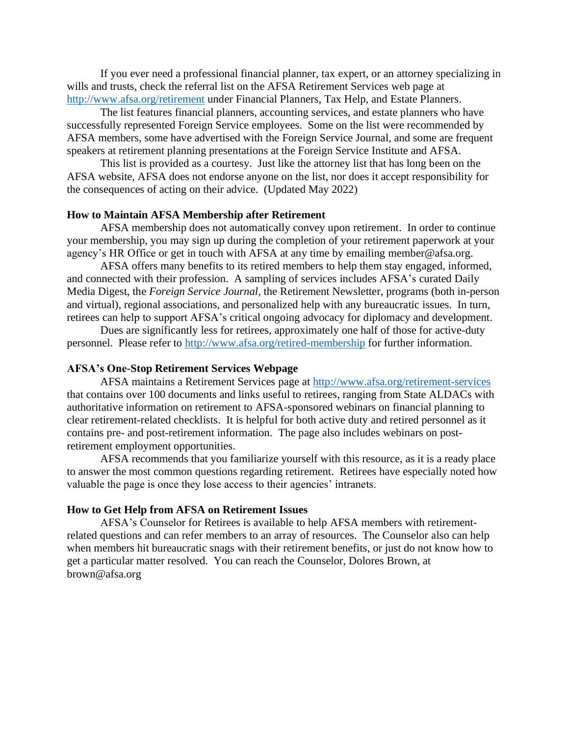If you ever need a professional financial planner, tax expert, or an attorney specializing in wills and trusts, check the referral list on the AFSA Retirement Services web page at http://www.afsa.org/retirement under Financial Planners, Tax Help, and Estate Planners.

The list features financial planners, accounting services, and estate planners who have successfully represented Foreign Service employees. Some on the list were recommended by AFSA members, some have advertised with the Foreign Service Journal, and some are frequent speakers at retirement planning presentations at the Foreign Service Institute and AFSA.

This list is provided as a courtesy. Just like the attorney list that has long been on the AFSA website, AFSA does not endorse anyone on the list, nor does it accept responsibility for the consequences of acting on their advice. (Updated May 2022)

**How to Maintain AFSA Membership after Retirement**

AFSA membership does not automatically convey upon retirement. In order to continue your membership, you may sign up during the completion of your retirement paperwork at your agency's HR Office or get in touch with AFSA at any time by emailing member@afsa.org.

AFSA offers many benefits to its retired members to help them stay engaged, informed, and connected with their profession. A sampling of services includes AFSA's curated Daily Media Digest, the *Foreign Service Journal*, the Retirement Newsletter, programs (both in-person and virtual), regional associations, and personalized help with any bureaucratic issues. In turn, retirees can help to support AFSA's critical ongoing advocacy for diplomacy and development.

Dues are significantly less for retirees, approximately one half of those for active-duty personnel. Please refer to http://www.afsa.org/retired-membership for further information.

**AFSA's One-Stop Retirement Services Webpage**

AFSA maintains a Retirement Services page at http://www.afsa.org/retirement-services that contains over 100 documents and links useful to retirees, ranging from State ALDACs with authoritative information on retirement to AFSA-sponsored webinars on financial planning to clear retirement-related checklists. It is helpful for both active duty and retired personnel as it contains pre- and post-retirement information. The page also includes webinars on post-retirement employment opportunities.

AFSA recommends that you familiarize yourself with this resource, as it is a ready place to answer the most common questions regarding retirement. Retirees have especially noted how valuable the page is once they lose access to their agencies' intranets.

**How to Get Help from AFSA on Retirement Issues**

AFSA's Counselor for Retirees is available to help AFSA members with retirement-related questions and can refer members to an array of resources. The Counselor also can help when members hit bureaucratic snags with their retirement benefits, or just do not know how to get a particular matter resolved. You can reach the Counselor, Dolores Brown, at brown@afsa.org